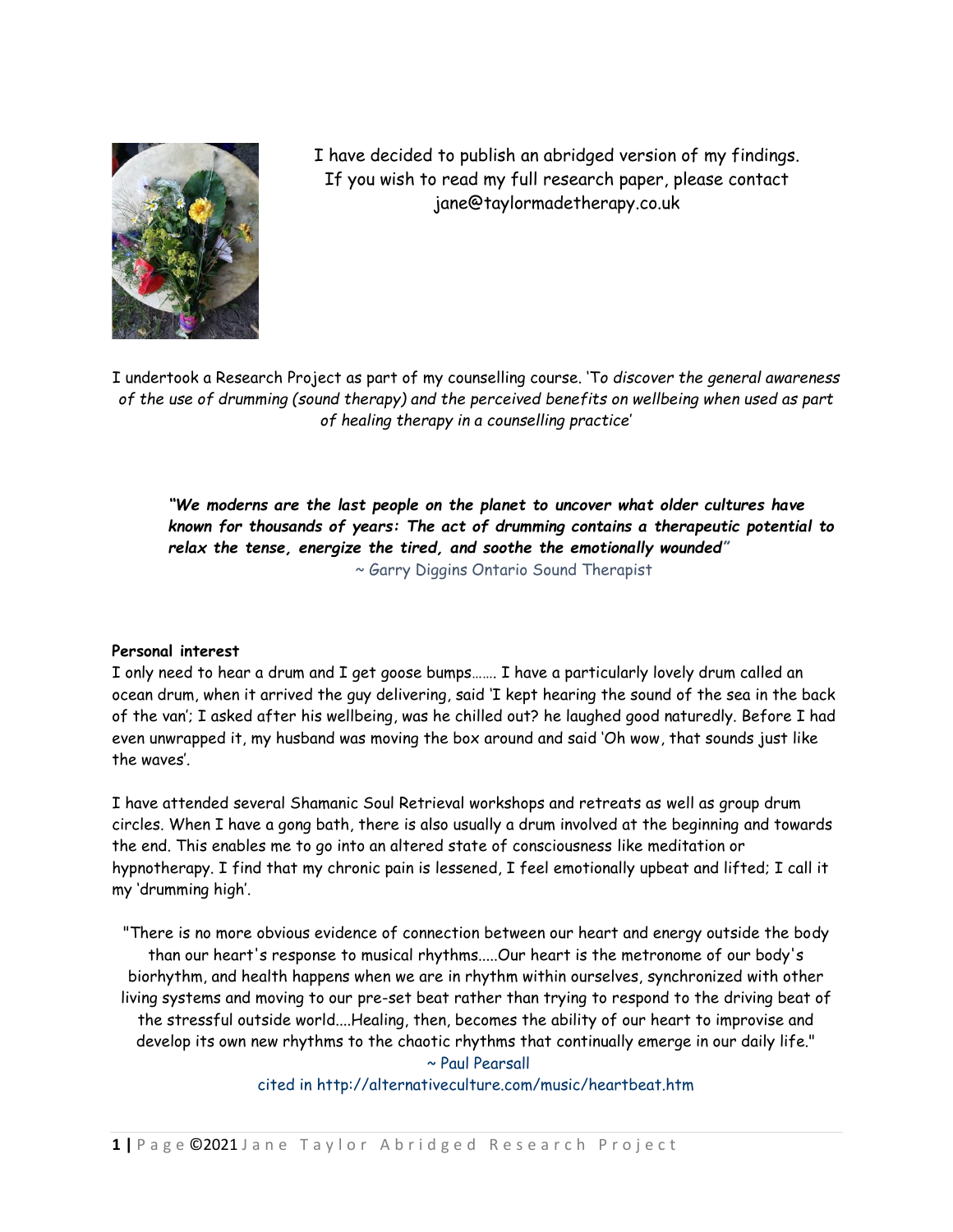I have decided to publish an abridged version of my findings.
If you wish to read my full research paper, please contact
jane@taylormadetherapy.co.uk

I undertook a Research Project as part of my counselling course. 'To *discover the general awareness of the use of drumming (sound therapy) and the perceived benefits on wellbeing when used as part of healing therapy in a counselling practice*'

> ***"We moderns are the last people on the planet to uncover what older cultures have known for thousands of years: The act of drumming contains a therapeutic potential to relax the tense, energize the tired, and soothe the emotionally wounded"***
>
> ~ Garry Diggins Ontario Sound Therapist

**Personal interest**

I only need to hear a drum and I get goose bumps……. I have a particularly lovely drum called an ocean drum, when it arrived the guy delivering, said 'I kept hearing the sound of the sea in the back of the van'; I asked after his wellbeing, was he chilled out? he laughed good naturedly. Before I had even unwrapped it, my husband was moving the box around and said 'Oh wow, that sounds just like the waves'.

I have attended several Shamanic Soul Retrieval workshops and retreats as well as group drum circles. When I have a gong bath, there is also usually a drum involved at the beginning and towards the end. This enables me to go into an altered state of consciousness like meditation or hypnotherapy. I find that my chronic pain is lessened, I feel emotionally upbeat and lifted; I call it my 'drumming high'.

"There is no more obvious evidence of connection between our heart and energy outside the body than our heart's response to musical rhythms.....Our heart is the metronome of our body's biorhythm, and health happens when we are in rhythm within ourselves, synchronized with other living systems and moving to our pre-set beat rather than trying to respond to the driving beat of the stressful outside world....Healing, then, becomes the ability of our heart to improvise and develop its own new rhythms to the chaotic rhythms that continually emerge in our daily life."

~ Paul Pearsall
cited in http://alternativeculture.com/music/heartbeat.htm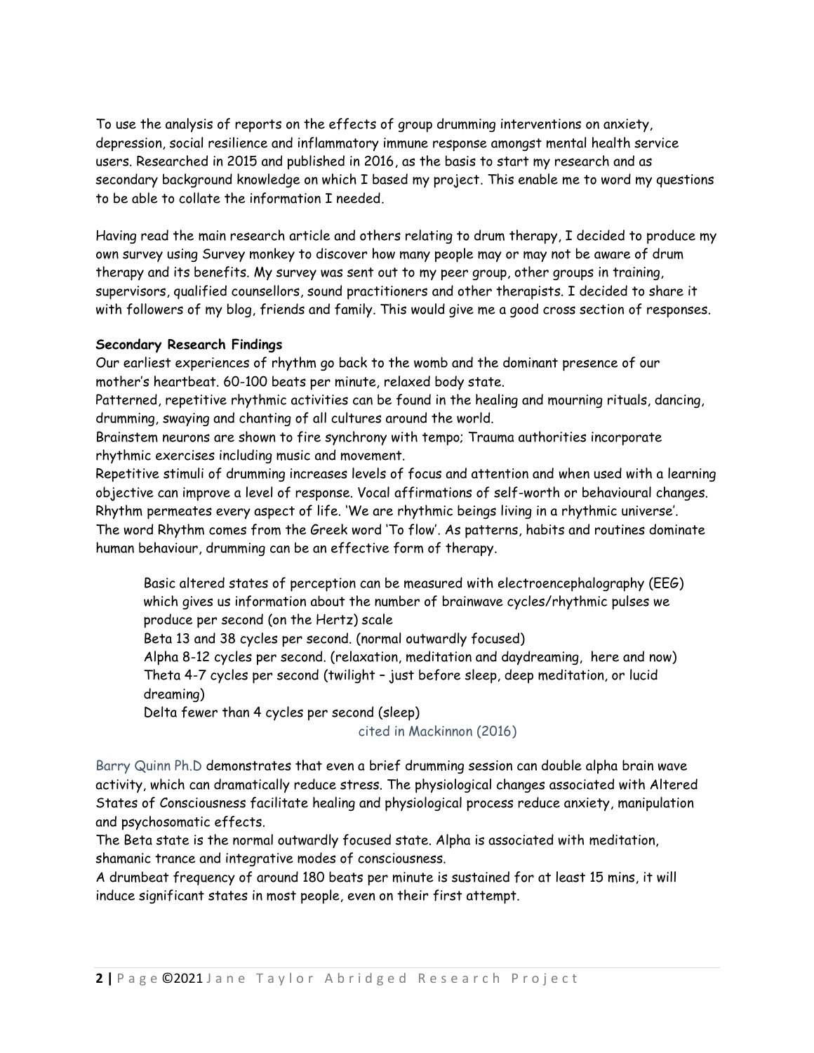To use the analysis of reports on the effects of group drumming interventions on anxiety, depression, social resilience and inflammatory immune response amongst mental health service users. Researched in 2015 and published in 2016, as the basis to start my research and as secondary background knowledge on which I based my project. This enable me to word my questions to be able to collate the information I needed.

Having read the main research article and others relating to drum therapy, I decided to produce my own survey using Survey monkey to discover how many people may or may not be aware of drum therapy and its benefits. My survey was sent out to my peer group, other groups in training, supervisors, qualified counsellors, sound practitioners and other therapists. I decided to share it with followers of my blog, friends and family. This would give me a good cross section of responses.

**Secondary Research Findings**

Our earliest experiences of rhythm go back to the womb and the dominant presence of our mother's heartbeat. 60-100 beats per minute, relaxed body state.

Patterned, repetitive rhythmic activities can be found in the healing and mourning rituals, dancing, drumming, swaying and chanting of all cultures around the world.

Brainstem neurons are shown to fire synchrony with tempo; Trauma authorities incorporate rhythmic exercises including music and movement.

Repetitive stimuli of drumming increases levels of focus and attention and when used with a learning objective can improve a level of response. Vocal affirmations of self-worth or behavioural changes.

Rhythm permeates every aspect of life. 'We are rhythmic beings living in a rhythmic universe'.

The word Rhythm comes from the Greek word 'To flow'. As patterns, habits and routines dominate human behaviour, drumming can be an effective form of therapy.

> Basic altered states of perception can be measured with electroencephalography (EEG) which gives us information about the number of brainwave cycles/rhythmic pulses we produce per second (on the Hertz) scale
>
> Beta 13 and 38 cycles per second. (normal outwardly focused)
>
> Alpha 8-12 cycles per second. (relaxation, meditation and daydreaming, here and now)
>
> Theta 4-7 cycles per second (twilight – just before sleep, deep meditation, or lucid dreaming)
>
> Delta fewer than 4 cycles per second (sleep)
>
> cited in Mackinnon (2016)

Barry Quinn Ph.D demonstrates that even a brief drumming session can double alpha brain wave activity, which can dramatically reduce stress. The physiological changes associated with Altered States of Consciousness facilitate healing and physiological process reduce anxiety, manipulation and psychosomatic effects.

The Beta state is the normal outwardly focused state. Alpha is associated with meditation, shamanic trance and integrative modes of consciousness.

A drumbeat frequency of around 180 beats per minute is sustained for at least 15 mins, it will induce significant states in most people, even on their first attempt.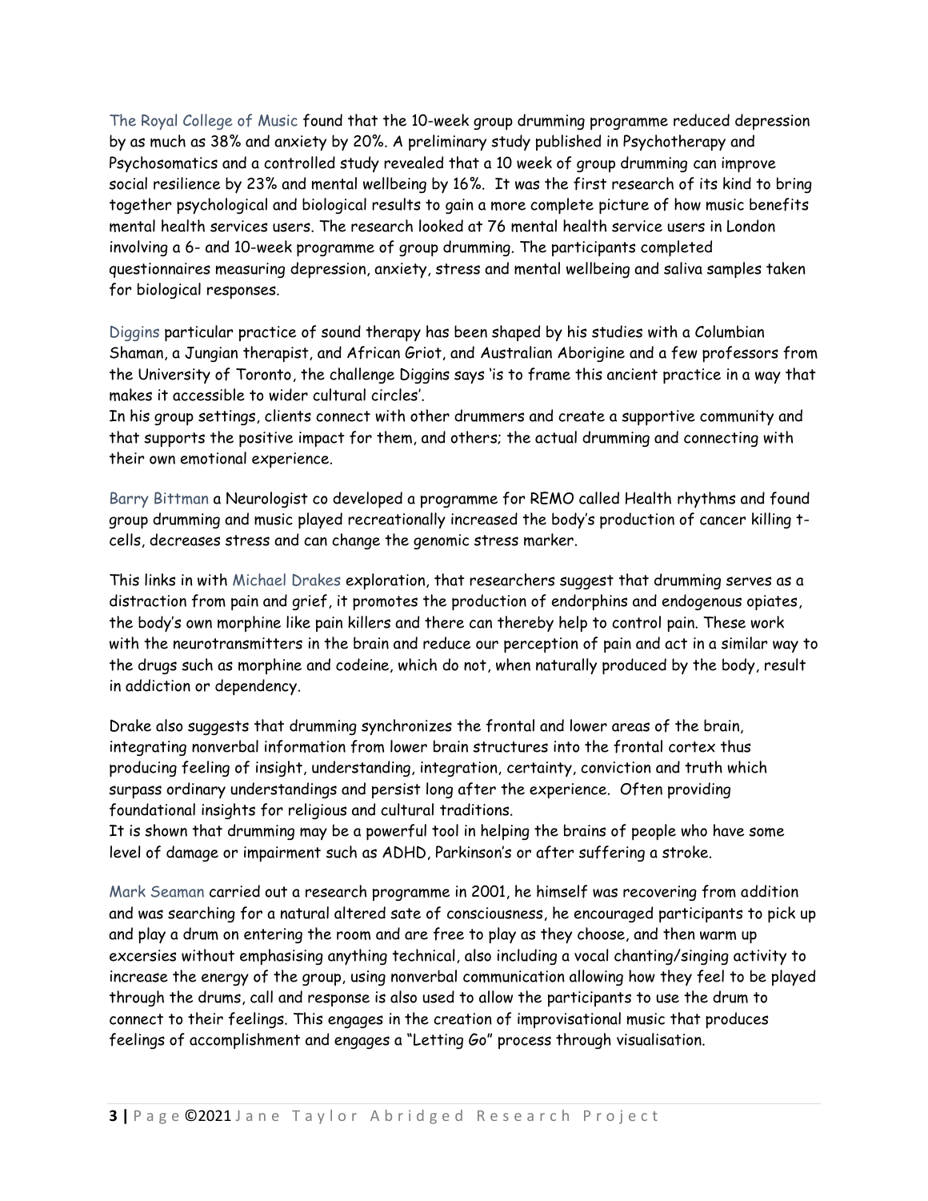The Royal College of Music found that the 10-week group drumming programme reduced depression by as much as 38% and anxiety by 20%. A preliminary study published in Psychotherapy and Psychosomatics and a controlled study revealed that a 10 week of group drumming can improve social resilience by 23% and mental wellbeing by 16%. It was the first research of its kind to bring together psychological and biological results to gain a more complete picture of how music benefits mental health services users. The research looked at 76 mental health service users in London involving a 6- and 10-week programme of group drumming. The participants completed questionnaires measuring depression, anxiety, stress and mental wellbeing and saliva samples taken for biological responses.

Diggins particular practice of sound therapy has been shaped by his studies with a Columbian Shaman, a Jungian therapist, and African Griot, and Australian Aborigine and a few professors from the University of Toronto, the challenge Diggins says 'is to frame this ancient practice in a way that makes it accessible to wider cultural circles'.
In his group settings, clients connect with other drummers and create a supportive community and that supports the positive impact for them, and others; the actual drumming and connecting with their own emotional experience.

Barry Bittman a Neurologist co developed a programme for REMO called Health rhythms and found group drumming and music played recreationally increased the body's production of cancer killing t-cells, decreases stress and can change the genomic stress marker.

This links in with Michael Drakes exploration, that researchers suggest that drumming serves as a distraction from pain and grief, it promotes the production of endorphins and endogenous opiates, the body's own morphine like pain killers and there can thereby help to control pain. These work with the neurotransmitters in the brain and reduce our perception of pain and act in a similar way to the drugs such as morphine and codeine, which do not, when naturally produced by the body, result in addiction or dependency.

Drake also suggests that drumming synchronizes the frontal and lower areas of the brain, integrating nonverbal information from lower brain structures into the frontal cortex thus producing feeling of insight, understanding, integration, certainty, conviction and truth which surpass ordinary understandings and persist long after the experience. Often providing foundational insights for religious and cultural traditions.
It is shown that drumming may be a powerful tool in helping the brains of people who have some level of damage or impairment such as ADHD, Parkinson's or after suffering a stroke.

Mark Seaman carried out a research programme in 2001, he himself was recovering from addition and was searching for a natural altered sate of consciousness, he encouraged participants to pick up and play a drum on entering the room and are free to play as they choose, and then warm up excersies without emphasising anything technical, also including a vocal chanting/singing activity to increase the energy of the group, using nonverbal communication allowing how they feel to be played through the drums, call and response is also used to allow the participants to use the drum to connect to their feelings. This engages in the creation of improvisational music that produces feelings of accomplishment and engages a "Letting Go" process through visualisation.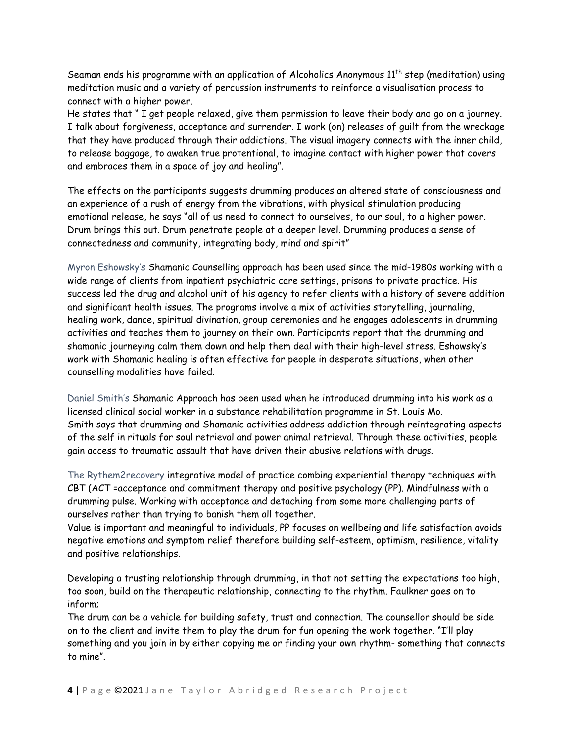Seaman ends his programme with an application of Alcoholics Anonymous 11th step (meditation) using meditation music and a variety of percussion instruments to reinforce a visualisation process to connect with a higher power.

He states that " I get people relaxed, give them permission to leave their body and go on a journey. I talk about forgiveness, acceptance and surrender. I work (on) releases of guilt from the wreckage that they have produced through their addictions. The visual imagery connects with the inner child, to release baggage, to awaken true protentional, to imagine contact with higher power that covers and embraces them in a space of joy and healing".

The effects on the participants suggests drumming produces an altered state of consciousness and an experience of a rush of energy from the vibrations, with physical stimulation producing emotional release, he says "all of us need to connect to ourselves, to our soul, to a higher power. Drum brings this out. Drum penetrate people at a deeper level. Drumming produces a sense of connectedness and community, integrating body, mind and spirit"

Myron Eshowsky's Shamanic Counselling approach has been used since the mid-1980s working with a wide range of clients from inpatient psychiatric care settings, prisons to private practice. His success led the drug and alcohol unit of his agency to refer clients with a history of severe addition and significant health issues. The programs involve a mix of activities storytelling, journaling, healing work, dance, spiritual divination, group ceremonies and he engages adolescents in drumming activities and teaches them to journey on their own. Participants report that the drumming and shamanic journeying calm them down and help them deal with their high-level stress. Eshowsky's work with Shamanic healing is often effective for people in desperate situations, when other counselling modalities have failed.

Daniel Smith's Shamanic Approach has been used when he introduced drumming into his work as a licensed clinical social worker in a substance rehabilitation programme in St. Louis Mo.
Smith says that drumming and Shamanic activities address addiction through reintegrating aspects of the self in rituals for soul retrieval and power animal retrieval. Through these activities, people gain access to traumatic assault that have driven their abusive relations with drugs.

The Rythem2recovery integrative model of practice combing experiential therapy techniques with CBT (ACT =acceptance and commitment therapy and positive psychology (PP). Mindfulness with a drumming pulse. Working with acceptance and detaching from some more challenging parts of ourselves rather than trying to banish them all together.
Value is important and meaningful to individuals, PP focuses on wellbeing and life satisfaction avoids negative emotions and symptom relief therefore building self-esteem, optimism, resilience, vitality and positive relationships.

Developing a trusting relationship through drumming, in that not setting the expectations too high, too soon, build on the therapeutic relationship, connecting to the rhythm. Faulkner goes on to inform;
The drum can be a vehicle for building safety, trust and connection. The counsellor should be side on to the client and invite them to play the drum for fun opening the work together. "I'll play something and you join in by either copying me or finding your own rhythm- something that connects to mine".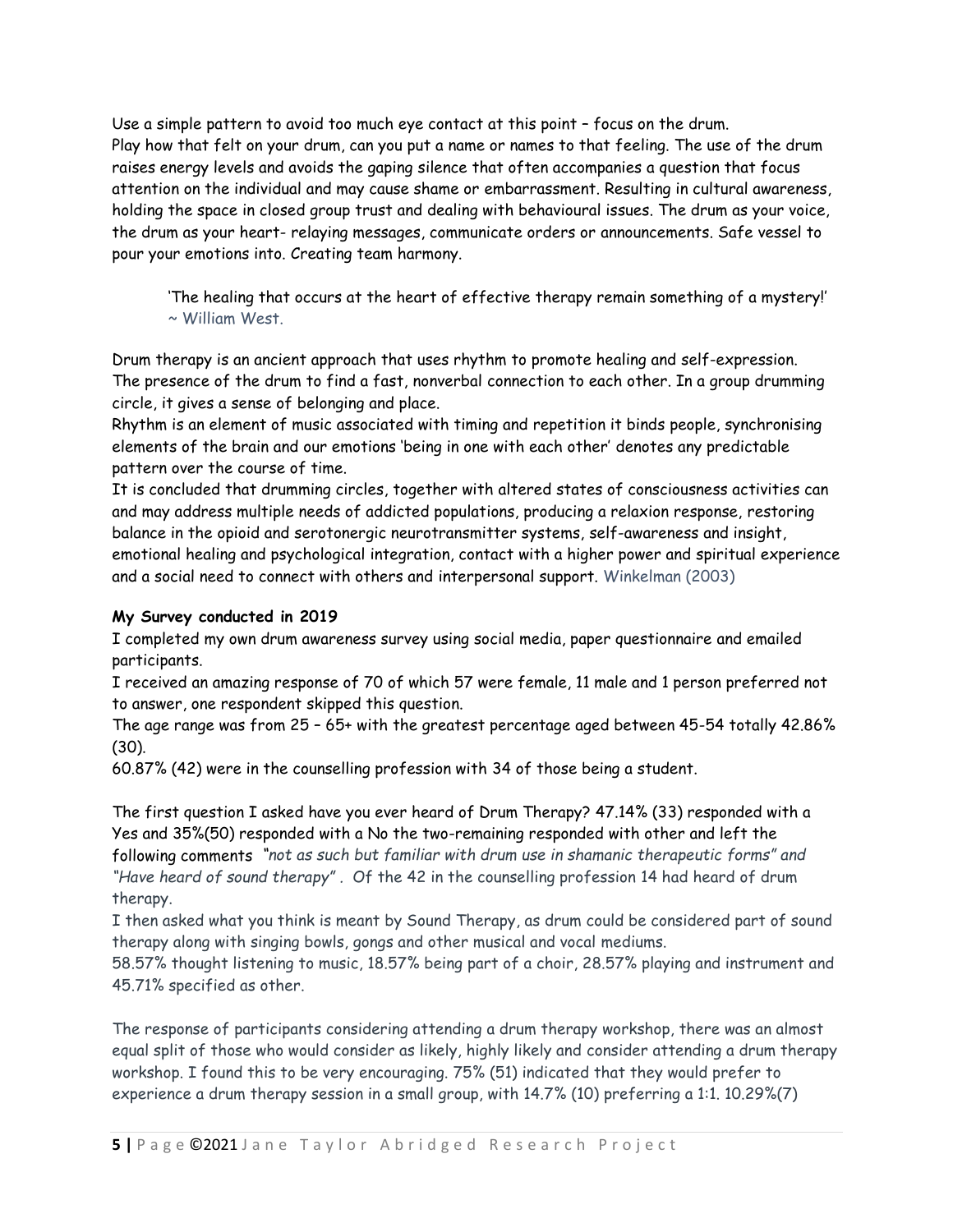Use a simple pattern to avoid too much eye contact at this point – focus on the drum.
Play how that felt on your drum, can you put a name or names to that feeling. The use of the drum raises energy levels and avoids the gaping silence that often accompanies a question that focus attention on the individual and may cause shame or embarrassment. Resulting in cultural awareness, holding the space in closed group trust and dealing with behavioural issues. The drum as your voice, the drum as your heart- relaying messages, communicate orders or announcements. Safe vessel to pour your emotions into. Creating team harmony.

> 'The healing that occurs at the heart of effective therapy remain something of a mystery!' ~ William West.

Drum therapy is an ancient approach that uses rhythm to promote healing and self-expression. The presence of the drum to find a fast, nonverbal connection to each other. In a group drumming circle, it gives a sense of belonging and place.
Rhythm is an element of music associated with timing and repetition it binds people, synchronising elements of the brain and our emotions 'being in one with each other' denotes any predictable pattern over the course of time.
It is concluded that drumming circles, together with altered states of consciousness activities can and may address multiple needs of addicted populations, producing a relaxion response, restoring balance in the opioid and serotonergic neurotransmitter systems, self-awareness and insight, emotional healing and psychological integration, contact with a higher power and spiritual experience and a social need to connect with others and interpersonal support. Winkelman (2003)

**My Survey conducted in 2019**

I completed my own drum awareness survey using social media, paper questionnaire and emailed participants.
I received an amazing response of 70 of which 57 were female, 11 male and 1 person preferred not to answer, one respondent skipped this question.
The age range was from 25 – 65+ with the greatest percentage aged between 45-54 totally 42.86% (30).
60.87% (42) were in the counselling profession with 34 of those being a student.

The first question I asked have you ever heard of Drum Therapy? 47.14% (33) responded with a Yes and 35%(50) responded with a No the two-remaining responded with other and left the following comments *"not as such but familiar with drum use in shamanic therapeutic forms" and "Have heard of sound therapy"* . Of the 42 in the counselling profession 14 had heard of drum therapy.
I then asked what you think is meant by Sound Therapy, as drum could be considered part of sound therapy along with singing bowls, gongs and other musical and vocal mediums.
58.57% thought listening to music, 18.57% being part of a choir, 28.57% playing and instrument and 45.71% specified as other.

The response of participants considering attending a drum therapy workshop, there was an almost equal split of those who would consider as likely, highly likely and consider attending a drum therapy workshop. I found this to be very encouraging. 75% (51) indicated that they would prefer to experience a drum therapy session in a small group, with 14.7% (10) preferring a 1:1. 10.29%(7)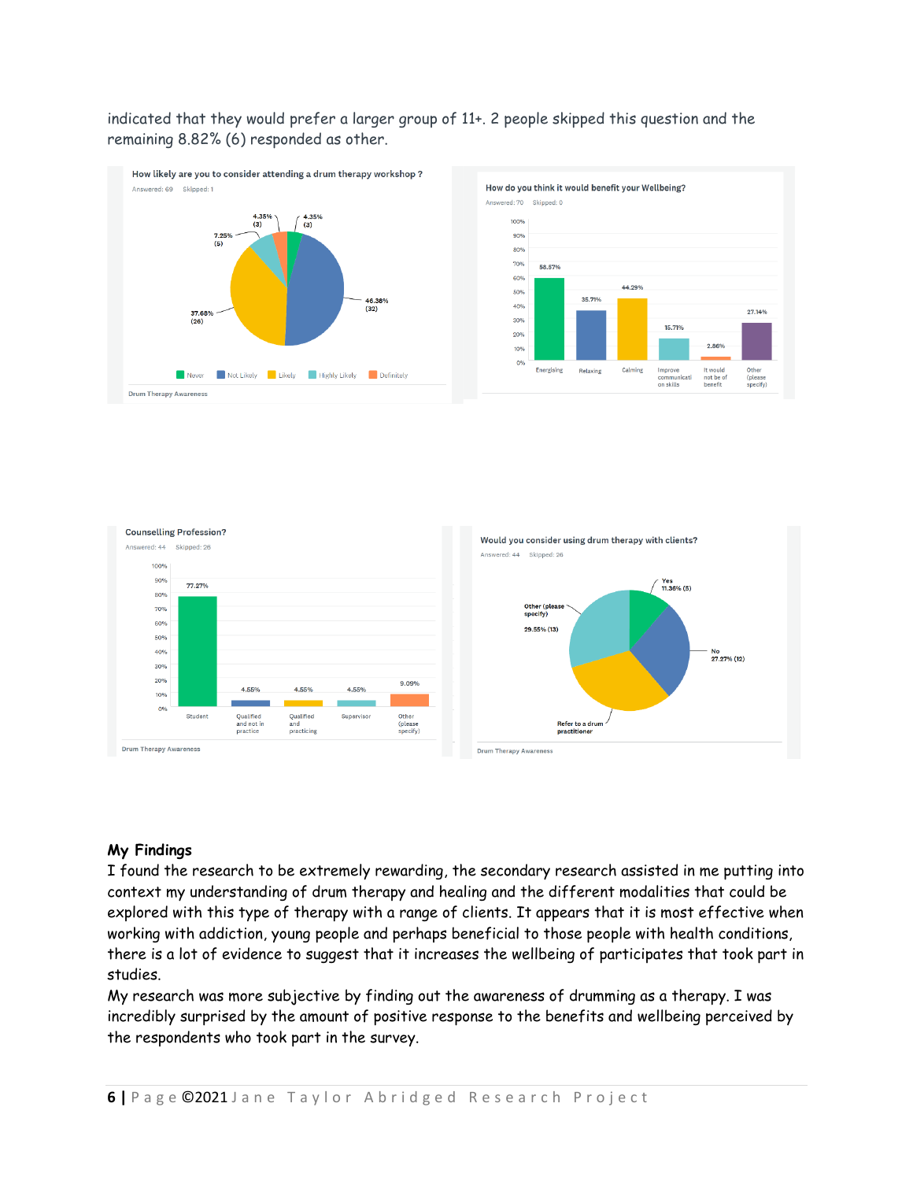indicated that they would prefer a larger group of 11+. 2 people skipped this question and the remaining 8.82% (6) responded as other.

**How likely are you to consider attending a drum therapy workshop ?**

Answered: 69 Skipped: 1

| Response | Percentage |
|---|---|
| Never | 4.35% (3) |
| Not Likely | 46.38% (32) |
| Likely | 37.68% (26) |
| Highly Likely | 7.25% (5) |
| Definitely | 4.35% (3) |

Drum Therapy Awareness

**How do you think it would benefit your Wellbeing?**

Answered: 70 Skipped: 0

| Response | Percentage |
|---|---|
| Energising | 58.57% |
| Relaxing | 35.71% |
| Calming | 44.29% |
| Improve communication skills | 15.71% |
| It would not be of benefit | 2.86% |
| Other (please specify) | 27.14% |

**Counselling Profession?**

Answered: 44 Skipped: 26

| Response | Percentage |
|---|---|
| Student | 77.27% |
| Qualified and not in practice | 4.55% |
| Qualified and practicing | 4.55% |
| Supervisor | 4.55% |
| Other (please specify) | 9.09% |

Drum Therapy Awareness

**Would you consider using drum therapy with clients?**

Answered: 44 Skipped: 26

| Response | Percentage |
|---|---|
| Yes | 11.36% (5) |
| No | 27.27% (12) |
| Refer to a drum practitioner | |
| Other (please specify) | 29.55% (13) |

Drum Therapy Awareness

## My Findings

I found the research to be extremely rewarding, the secondary research assisted in me putting into context my understanding of drum therapy and healing and the different modalities that could be explored with this type of therapy with a range of clients. It appears that it is most effective when working with addiction, young people and perhaps beneficial to those people with health conditions, there is a lot of evidence to suggest that it increases the wellbeing of participates that took part in studies.

My research was more subjective by finding out the awareness of drumming as a therapy. I was incredibly surprised by the amount of positive response to the benefits and wellbeing perceived by the respondents who took part in the survey.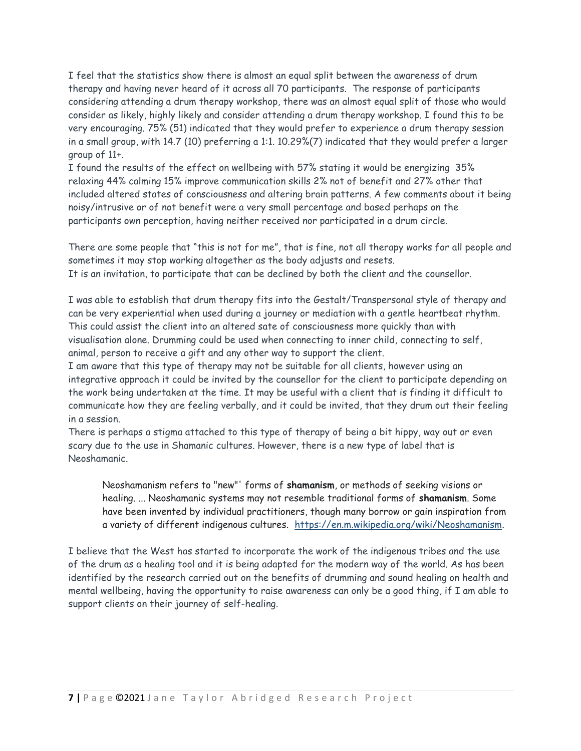I feel that the statistics show there is almost an equal split between the awareness of drum therapy and having never heard of it across all 70 participants. The response of participants considering attending a drum therapy workshop, there was an almost equal split of those who would consider as likely, highly likely and consider attending a drum therapy workshop. I found this to be very encouraging. 75% (51) indicated that they would prefer to experience a drum therapy session in a small group, with 14.7 (10) preferring a 1:1. 10.29%(7) indicated that they would prefer a larger group of 11+.

I found the results of the effect on wellbeing with 57% stating it would be energizing 35% relaxing 44% calming 15% improve communication skills 2% not of benefit and 27% other that included altered states of consciousness and altering brain patterns. A few comments about it being noisy/intrusive or of not benefit were a very small percentage and based perhaps on the participants own perception, having neither received nor participated in a drum circle.

There are some people that "this is not for me", that is fine, not all therapy works for all people and sometimes it may stop working altogether as the body adjusts and resets.
It is an invitation, to participate that can be declined by both the client and the counsellor.

I was able to establish that drum therapy fits into the Gestalt/Transpersonal style of therapy and can be very experiential when used during a journey or mediation with a gentle heartbeat rhythm. This could assist the client into an altered sate of consciousness more quickly than with visualisation alone. Drumming could be used when connecting to inner child, connecting to self, animal, person to receive a gift and any other way to support the client.

I am aware that this type of therapy may not be suitable for all clients, however using an integrative approach it could be invited by the counsellor for the client to participate depending on the work being undertaken at the time. It may be useful with a client that is finding it difficult to communicate how they are feeling verbally, and it could be invited, that they drum out their feeling in a session.

There is perhaps a stigma attached to this type of therapy of being a bit hippy, way out or even scary due to the use in Shamanic cultures. However, there is a new type of label that is Neoshamanic.

> Neoshamanism refers to "new"' forms of **shamanism**, or methods of seeking visions or healing. ... Neoshamanic systems may not resemble traditional forms of **shamanism**. Some have been invented by individual practitioners, though many borrow or gain inspiration from a variety of different indigenous cultures. [https://en.m.wikipedia.org/wiki/Neoshamanism](https://en.m.wikipedia.org/wiki/Neoshamanism).

I believe that the West has started to incorporate the work of the indigenous tribes and the use of the drum as a healing tool and it is being adapted for the modern way of the world. As has been identified by the research carried out on the benefits of drumming and sound healing on health and mental wellbeing, having the opportunity to raise awareness can only be a good thing, if I am able to support clients on their journey of self-healing.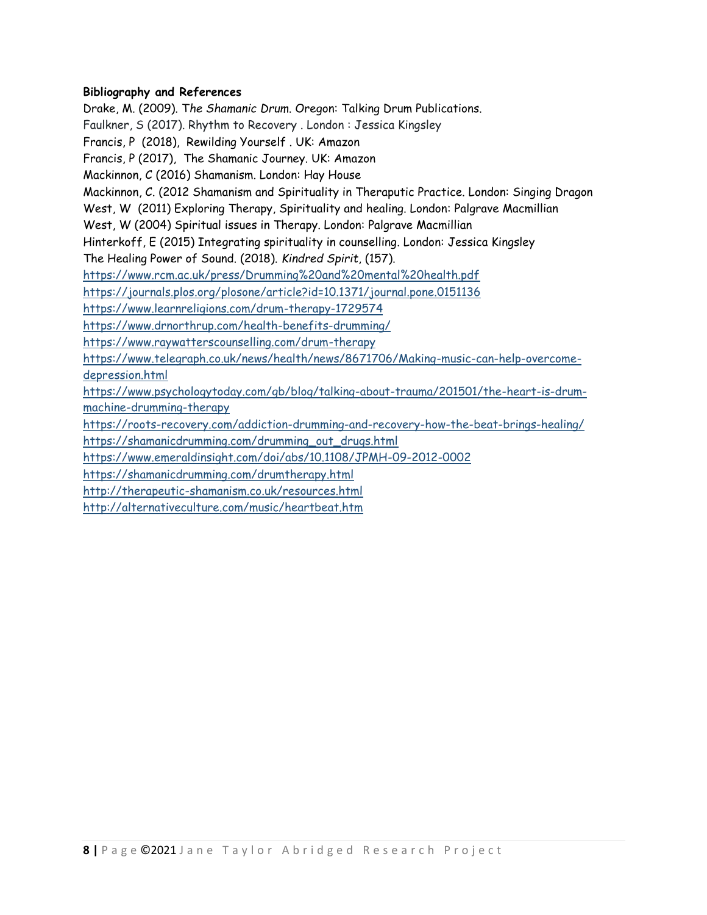**Bibliography and References**

Drake, M. (2009). T*he Shamanic Drum*. Oregon: Talking Drum Publications.

Faulkner, S (2017). Rhythm to Recovery . London : Jessica Kingsley

Francis, P (2018), Rewilding Yourself . UK: Amazon

Francis, P (2017), The Shamanic Journey. UK: Amazon

Mackinnon, C (2016) Shamanism. London: Hay House

Mackinnon, C. (2012 Shamanism and Spirituality in Theraputic Practice. London: Singing Dragon

West, W (2011) Exploring Therapy, Spirituality and healing. London: Palgrave Macmillian

West, W (2004) Spiritual issues in Therapy. London: Palgrave Macmillian

Hinterkoff, E (2015) Integrating spirituality in counselling. London: Jessica Kingsley

The Healing Power of Sound. (2018). *Kindred Spirit*, (157).

https://www.rcm.ac.uk/press/Drumming%20and%20mental%20health.pdf

https://journals.plos.org/plosone/article?id=10.1371/journal.pone.0151136

https://www.learnreligions.com/drum-therapy-1729574

https://www.drnorthrup.com/health-benefits-drumming/

https://www.raywatterscounselling.com/drum-therapy

https://www.telegraph.co.uk/news/health/news/8671706/Making-music-can-help-overcome-depression.html

https://www.psychologytoday.com/gb/blog/talking-about-trauma/201501/the-heart-is-drum-machine-drumming-therapy

https://roots-recovery.com/addiction-drumming-and-recovery-how-the-beat-brings-healing/

https://shamanicdrumming.com/drumming_out_drugs.html

https://www.emeraldinsight.com/doi/abs/10.1108/JPMH-09-2012-0002

https://shamanicdrumming.com/drumtherapy.html

http://therapeutic-shamanism.co.uk/resources.html

http://alternativeculture.com/music/heartbeat.htm